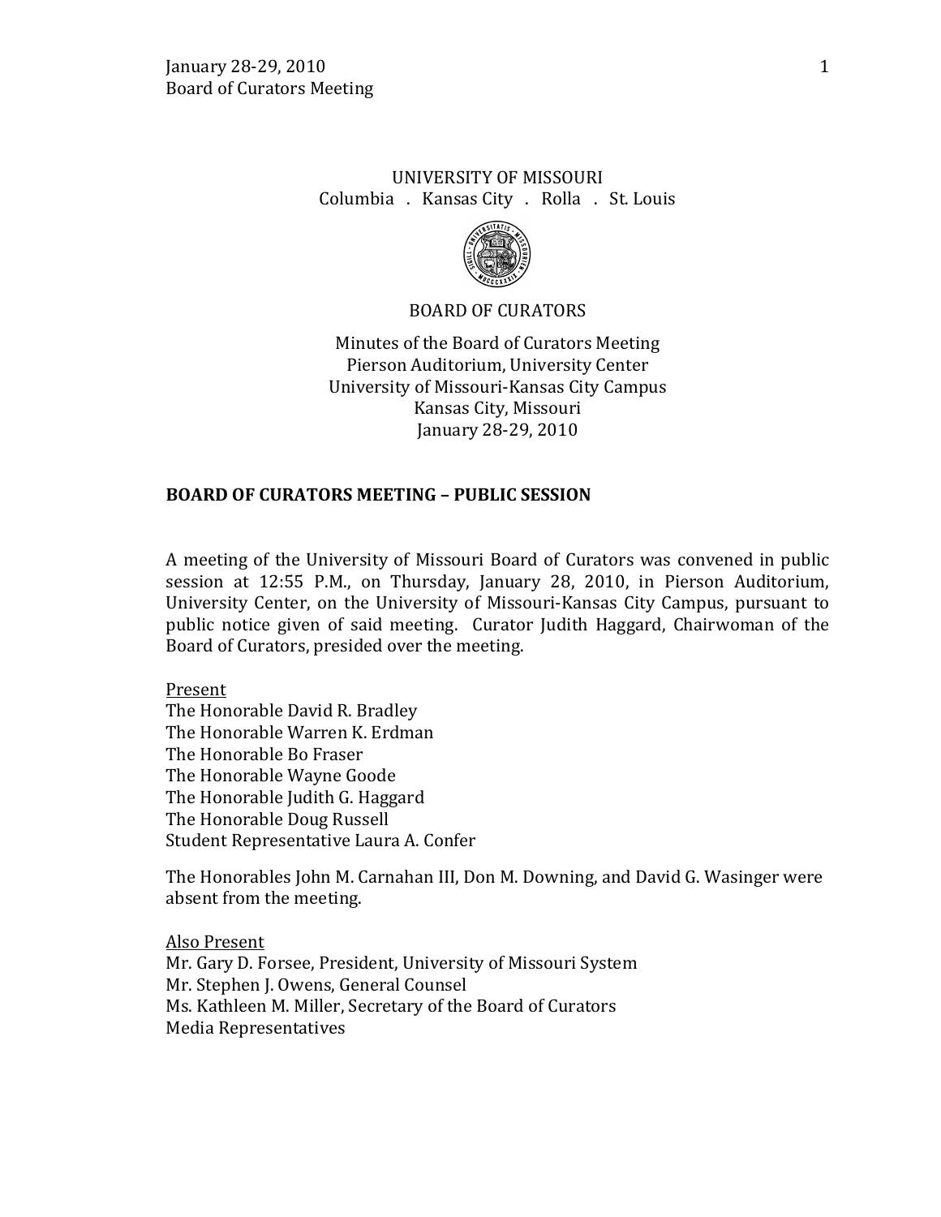UNIVERSITY OF MISSOURI
Columbia . Kansas City . Rolla . St. Louis

BOARD OF CURATORS

Minutes of the Board of Curators Meeting
Pierson Auditorium, University Center
University of Missouri-Kansas City Campus
Kansas City, Missouri
January 28-29, 2010

## BOARD OF CURATORS MEETING – PUBLIC SESSION

A meeting of the University of Missouri Board of Curators was convened in public session at 12:55 P.M., on Thursday, January 28, 2010, in Pierson Auditorium, University Center, on the University of Missouri-Kansas City Campus, pursuant to public notice given of said meeting. Curator Judith Haggard, Chairwoman of the Board of Curators, presided over the meeting.

Present
The Honorable David R. Bradley
The Honorable Warren K. Erdman
The Honorable Bo Fraser
The Honorable Wayne Goode
The Honorable Judith G. Haggard
The Honorable Doug Russell
Student Representative Laura A. Confer

The Honorables John M. Carnahan III, Don M. Downing, and David G. Wasinger were absent from the meeting.

Also Present
Mr. Gary D. Forsee, President, University of Missouri System
Mr. Stephen J. Owens, General Counsel
Ms. Kathleen M. Miller, Secretary of the Board of Curators
Media Representatives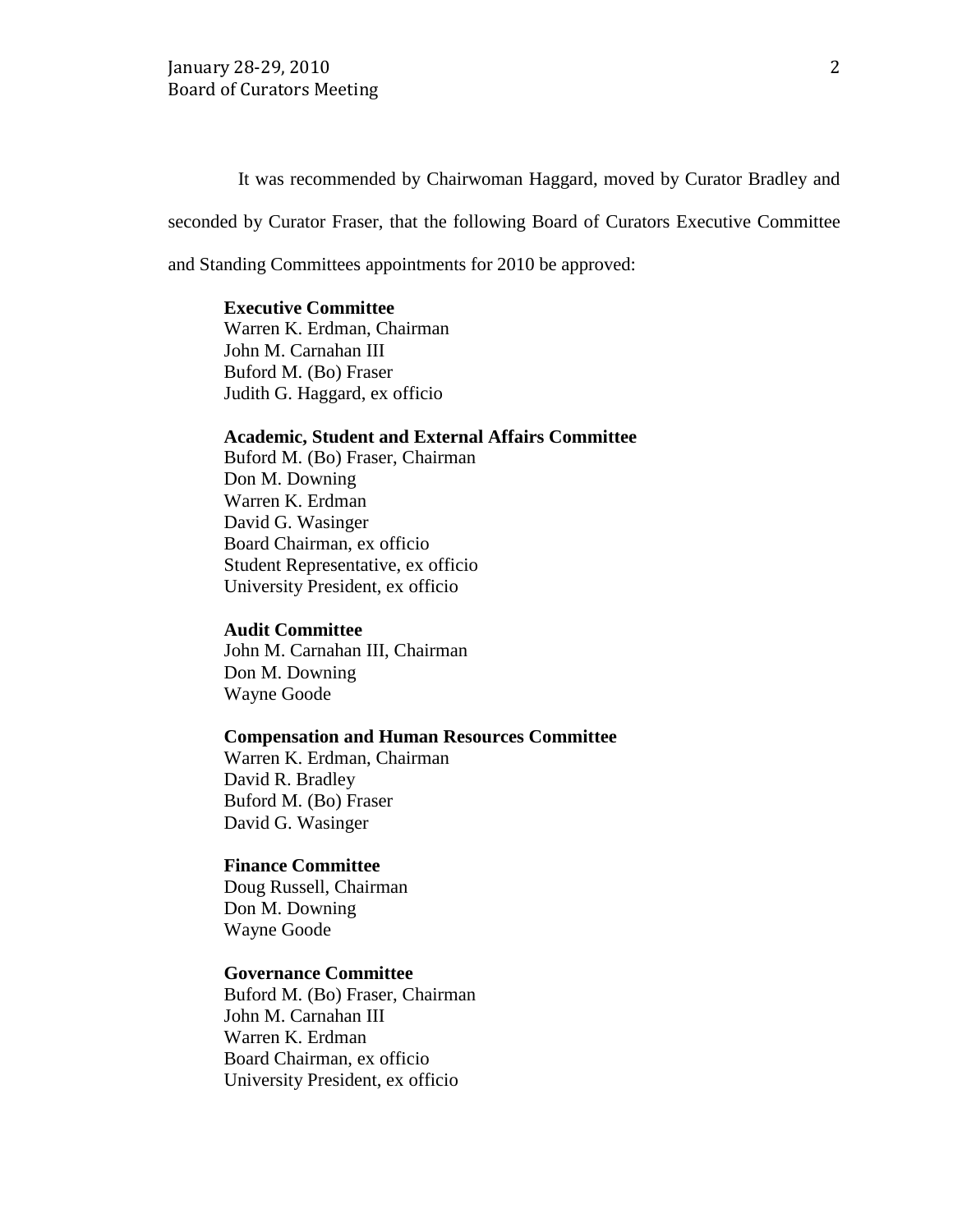It was recommended by Chairwoman Haggard, moved by Curator Bradley and seconded by Curator Fraser, that the following Board of Curators Executive Committee and Standing Committees appointments for 2010 be approved:

**Executive Committee**
Warren K. Erdman, Chairman
John M. Carnahan III
Buford M. (Bo) Fraser
Judith G. Haggard, ex officio

**Academic, Student and External Affairs Committee**
Buford M. (Bo) Fraser, Chairman
Don M. Downing
Warren K. Erdman
David G. Wasinger
Board Chairman, ex officio
Student Representative, ex officio
University President, ex officio

**Audit Committee**
John M. Carnahan III, Chairman
Don M. Downing
Wayne Goode

**Compensation and Human Resources Committee**
Warren K. Erdman, Chairman
David R. Bradley
Buford M. (Bo) Fraser
David G. Wasinger

**Finance Committee**
Doug Russell, Chairman
Don M. Downing
Wayne Goode

**Governance Committee**
Buford M. (Bo) Fraser, Chairman
John M. Carnahan III
Warren K. Erdman
Board Chairman, ex officio
University President, ex officio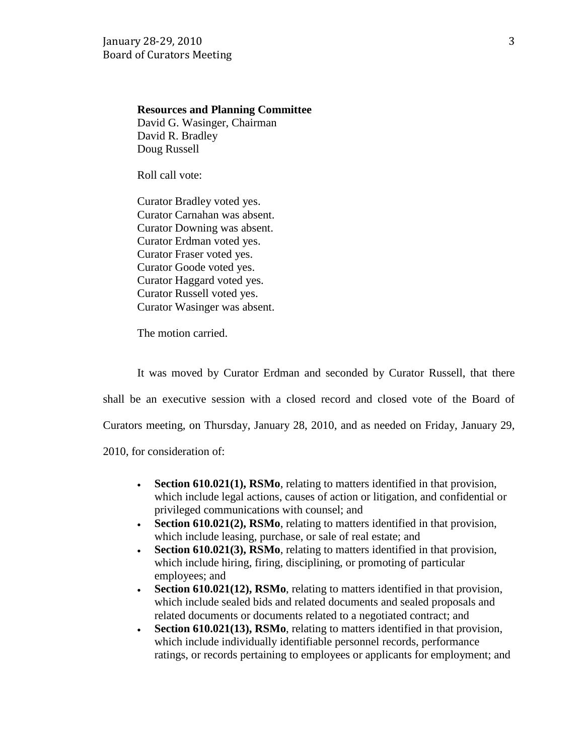**Resources and Planning Committee**
David G. Wasinger, Chairman
David R. Bradley
Doug Russell

Roll call vote:

Curator Bradley voted yes.
Curator Carnahan was absent.
Curator Downing was absent.
Curator Erdman voted yes.
Curator Fraser voted yes.
Curator Goode voted yes.
Curator Haggard voted yes.
Curator Russell voted yes.
Curator Wasinger was absent.

The motion carried.

It was moved by Curator Erdman and seconded by Curator Russell, that there shall be an executive session with a closed record and closed vote of the Board of Curators meeting, on Thursday, January 28, 2010, and as needed on Friday, January 29, 2010, for consideration of:

- **Section 610.021(1), RSMo**, relating to matters identified in that provision, which include legal actions, causes of action or litigation, and confidential or privileged communications with counsel; and
- **Section 610.021(2), RSMo**, relating to matters identified in that provision, which include leasing, purchase, or sale of real estate; and
- **Section 610.021(3), RSMo**, relating to matters identified in that provision, which include hiring, firing, disciplining, or promoting of particular employees; and
- **Section 610.021(12), RSMo**, relating to matters identified in that provision, which include sealed bids and related documents and sealed proposals and related documents or documents related to a negotiated contract; and
- **Section 610.021(13), RSMo**, relating to matters identified in that provision, which include individually identifiable personnel records, performance ratings, or records pertaining to employees or applicants for employment; and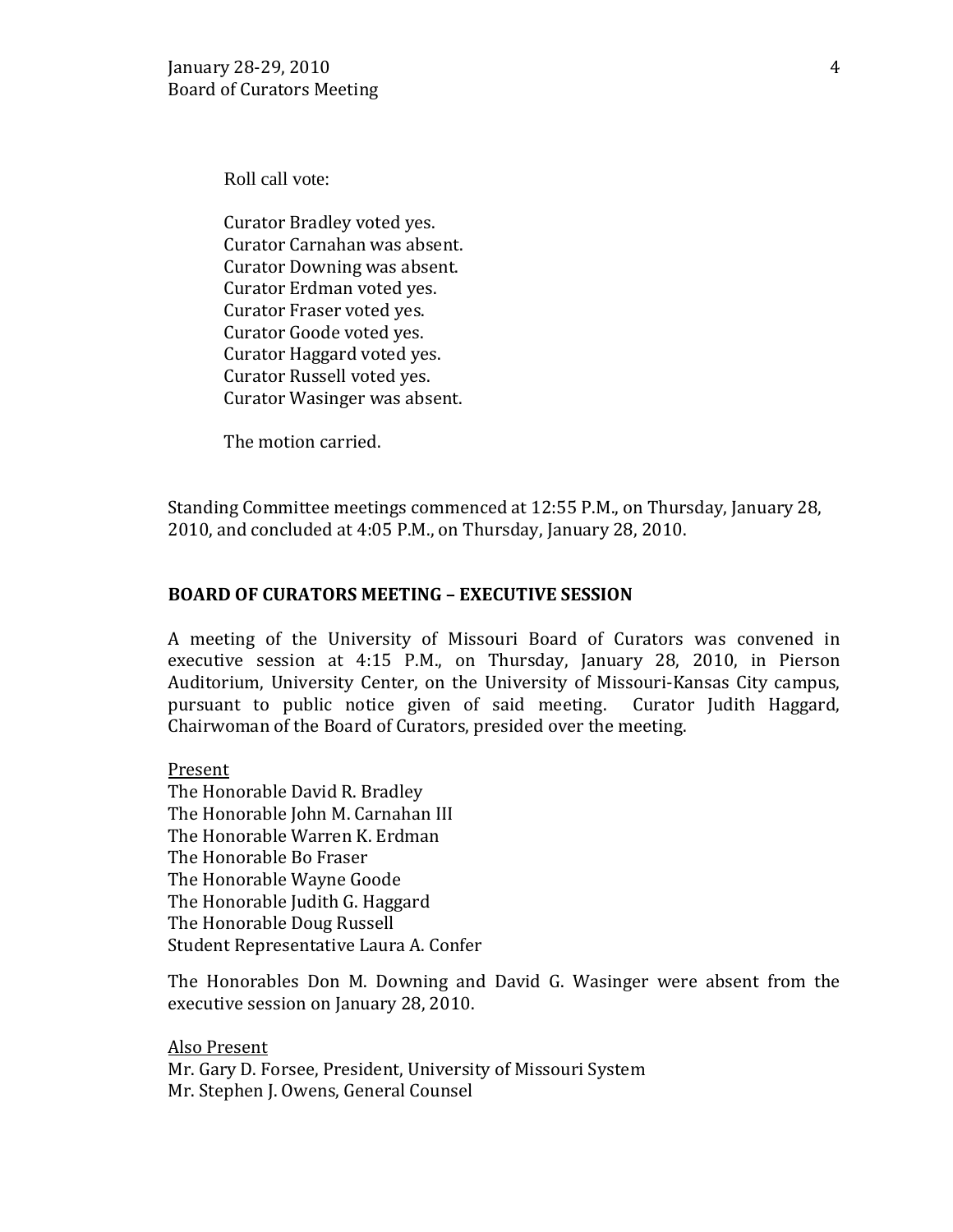Roll call vote:

Curator Bradley voted yes.
Curator Carnahan was absent.
Curator Downing was absent.
Curator Erdman voted yes.
Curator Fraser voted yes.
Curator Goode voted yes.
Curator Haggard voted yes.
Curator Russell voted yes.
Curator Wasinger was absent.

The motion carried.

Standing Committee meetings commenced at 12:55 P.M., on Thursday, January 28, 2010, and concluded at 4:05 P.M., on Thursday, January 28, 2010.

## BOARD OF CURATORS MEETING – EXECUTIVE SESSION

A meeting of the University of Missouri Board of Curators was convened in executive session at 4:15 P.M., on Thursday, January 28, 2010, in Pierson Auditorium, University Center, on the University of Missouri-Kansas City campus, pursuant to public notice given of said meeting. Curator Judith Haggard, Chairwoman of the Board of Curators, presided over the meeting.

Present
The Honorable David R. Bradley
The Honorable John M. Carnahan III
The Honorable Warren K. Erdman
The Honorable Bo Fraser
The Honorable Wayne Goode
The Honorable Judith G. Haggard
The Honorable Doug Russell
Student Representative Laura A. Confer

The Honorables Don M. Downing and David G. Wasinger were absent from the executive session on January 28, 2010.

Also Present
Mr. Gary D. Forsee, President, University of Missouri System
Mr. Stephen J. Owens, General Counsel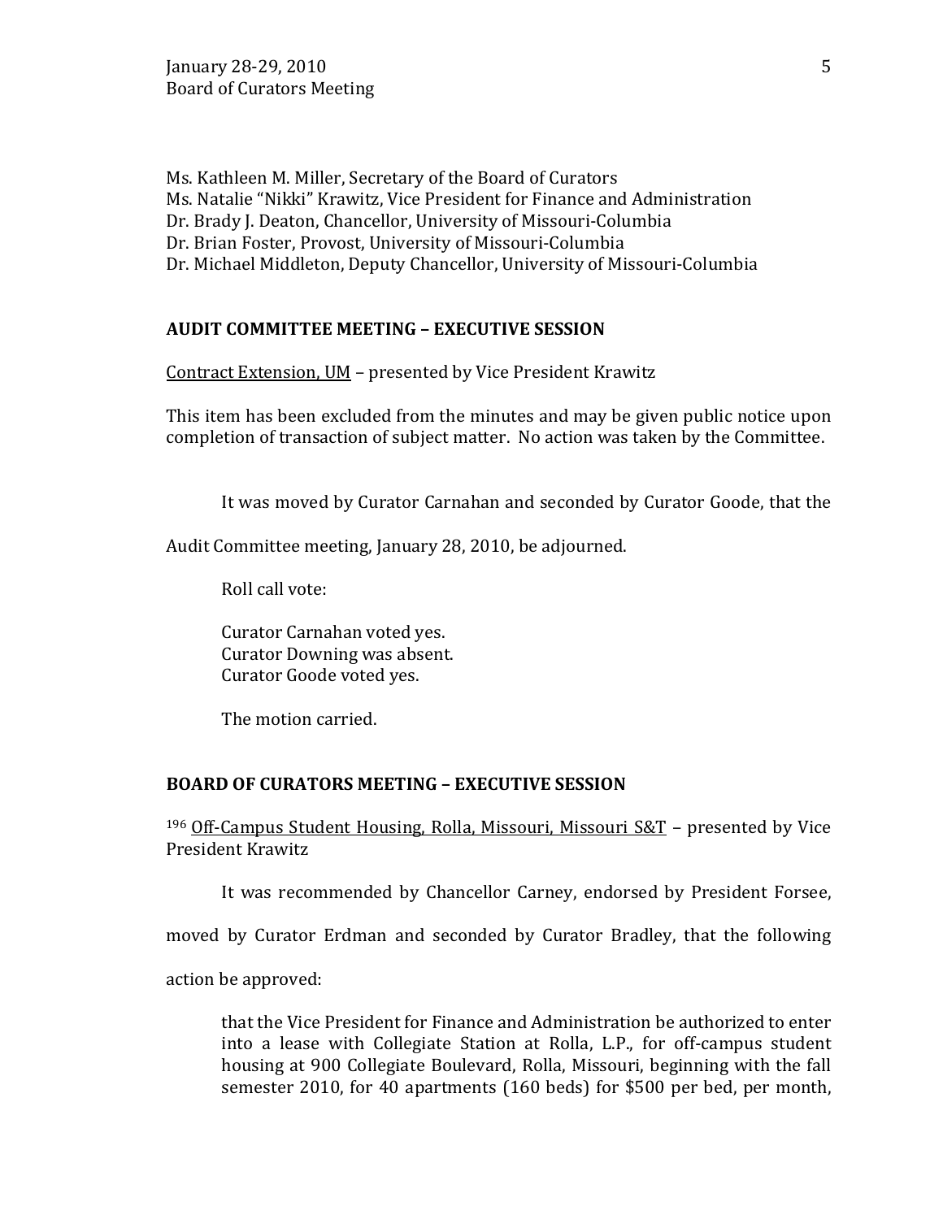Ms. Kathleen M. Miller, Secretary of the Board of Curators
Ms. Natalie "Nikki" Krawitz, Vice President for Finance and Administration
Dr. Brady J. Deaton, Chancellor, University of Missouri-Columbia
Dr. Brian Foster, Provost, University of Missouri-Columbia
Dr. Michael Middleton, Deputy Chancellor, University of Missouri-Columbia

**AUDIT COMMITTEE MEETING – EXECUTIVE SESSION**

Contract Extension, UM – presented by Vice President Krawitz

This item has been excluded from the minutes and may be given public notice upon completion of transaction of subject matter. No action was taken by the Committee.

It was moved by Curator Carnahan and seconded by Curator Goode, that the Audit Committee meeting, January 28, 2010, be adjourned.

Roll call vote:

Curator Carnahan voted yes.
Curator Downing was absent.
Curator Goode voted yes.

The motion carried.

**BOARD OF CURATORS MEETING – EXECUTIVE SESSION**

[196] Off-Campus Student Housing, Rolla, Missouri, Missouri S&T – presented by Vice President Krawitz

It was recommended by Chancellor Carney, endorsed by President Forsee, moved by Curator Erdman and seconded by Curator Bradley, that the following action be approved:

> that the Vice President for Finance and Administration be authorized to enter into a lease with Collegiate Station at Rolla, L.P., for off-campus student housing at 900 Collegiate Boulevard, Rolla, Missouri, beginning with the fall semester 2010, for 40 apartments (160 beds) for $500 per bed, per month,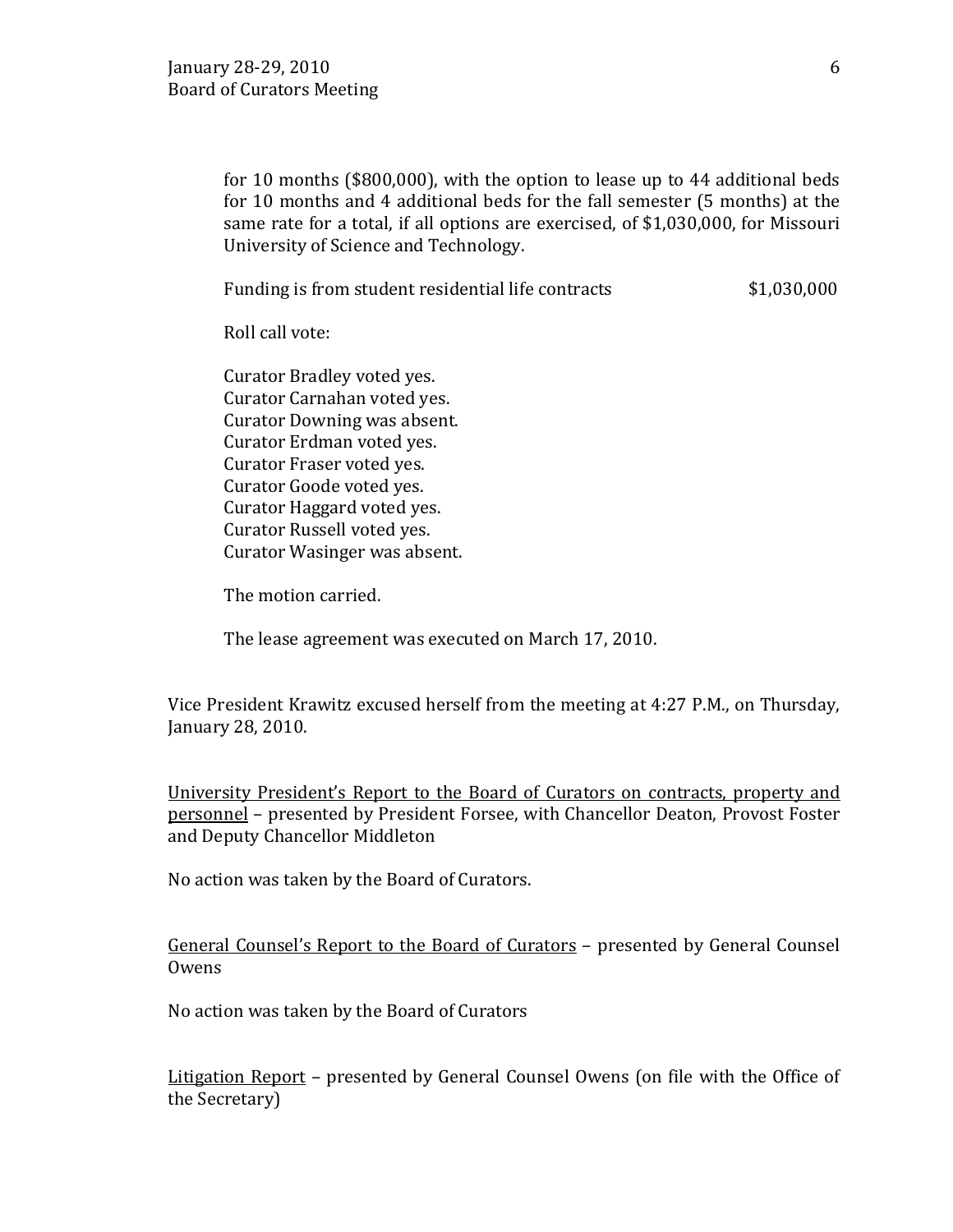for 10 months ($800,000), with the option to lease up to 44 additional beds for 10 months and 4 additional beds for the fall semester (5 months) at the same rate for a total, if all options are exercised, of $1,030,000, for Missouri University of Science and Technology.

Funding is from student residential life contracts $1,030,000

Roll call vote:

Curator Bradley voted yes.
Curator Carnahan voted yes.
Curator Downing was absent.
Curator Erdman voted yes.
Curator Fraser voted yes.
Curator Goode voted yes.
Curator Haggard voted yes.
Curator Russell voted yes.
Curator Wasinger was absent.

The motion carried.

The lease agreement was executed on March 17, 2010.

Vice President Krawitz excused herself from the meeting at 4:27 P.M., on Thursday, January 28, 2010.

<u>University President's Report to the Board of Curators on contracts, property and personnel</u> – presented by President Forsee, with Chancellor Deaton, Provost Foster and Deputy Chancellor Middleton

No action was taken by the Board of Curators.

<u>General Counsel's Report to the Board of Curators</u> – presented by General Counsel Owens

No action was taken by the Board of Curators

<u>Litigation Report</u> – presented by General Counsel Owens (on file with the Office of the Secretary)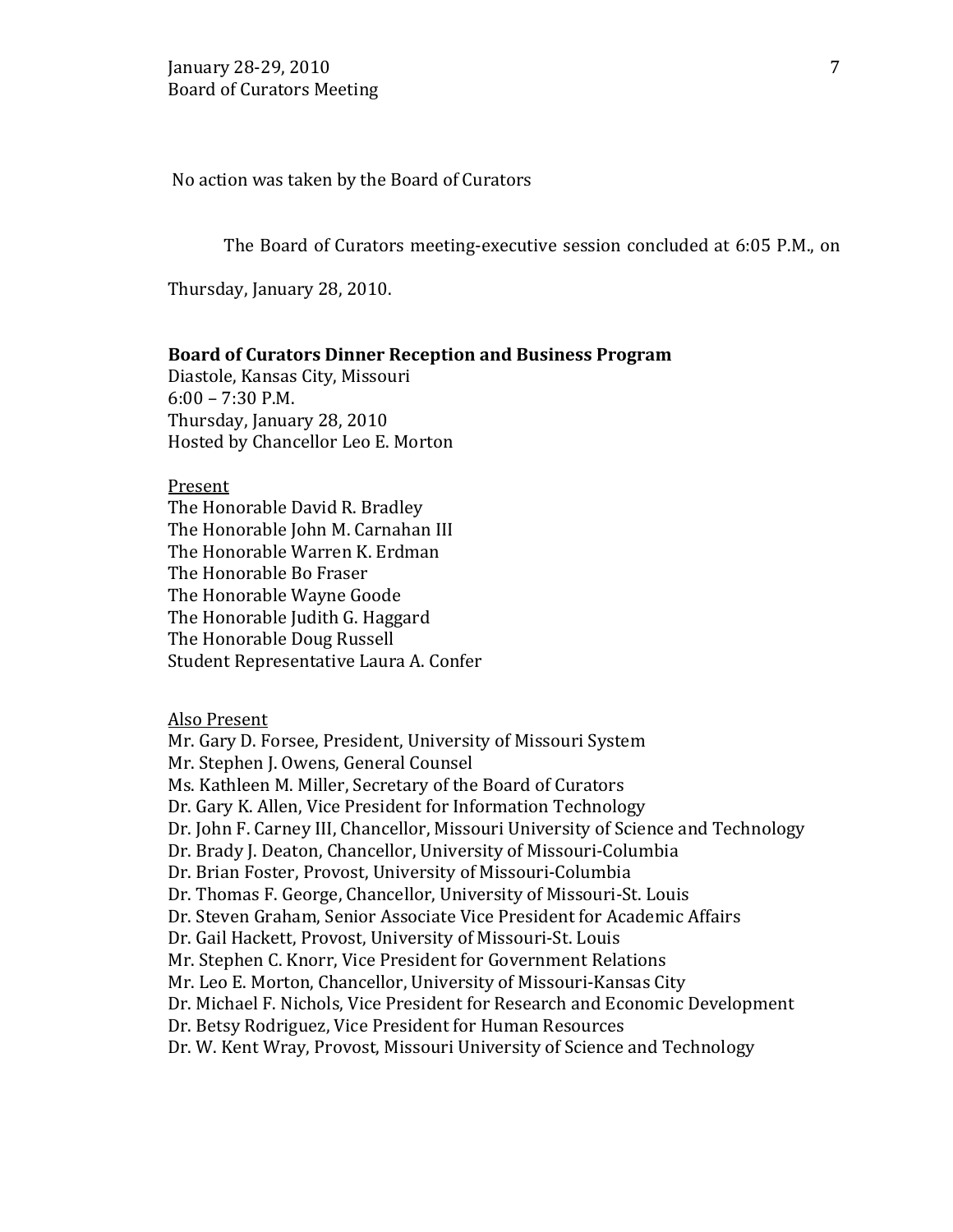No action was taken by the Board of Curators

The Board of Curators meeting-executive session concluded at 6:05 P.M., on Thursday, January 28, 2010.

**Board of Curators Dinner Reception and Business Program**
Diastole, Kansas City, Missouri
6:00 – 7:30 P.M.
Thursday, January 28, 2010
Hosted by Chancellor Leo E. Morton

Present
The Honorable David R. Bradley
The Honorable John M. Carnahan III
The Honorable Warren K. Erdman
The Honorable Bo Fraser
The Honorable Wayne Goode
The Honorable Judith G. Haggard
The Honorable Doug Russell
Student Representative Laura A. Confer

Also Present
Mr. Gary D. Forsee, President, University of Missouri System
Mr. Stephen J. Owens, General Counsel
Ms. Kathleen M. Miller, Secretary of the Board of Curators
Dr. Gary K. Allen, Vice President for Information Technology
Dr. John F. Carney III, Chancellor, Missouri University of Science and Technology
Dr. Brady J. Deaton, Chancellor, University of Missouri-Columbia
Dr. Brian Foster, Provost, University of Missouri-Columbia
Dr. Thomas F. George, Chancellor, University of Missouri-St. Louis
Dr. Steven Graham, Senior Associate Vice President for Academic Affairs
Dr. Gail Hackett, Provost, University of Missouri-St. Louis
Mr. Stephen C. Knorr, Vice President for Government Relations
Mr. Leo E. Morton, Chancellor, University of Missouri-Kansas City
Dr. Michael F. Nichols, Vice President for Research and Economic Development
Dr. Betsy Rodriguez, Vice President for Human Resources
Dr. W. Kent Wray, Provost, Missouri University of Science and Technology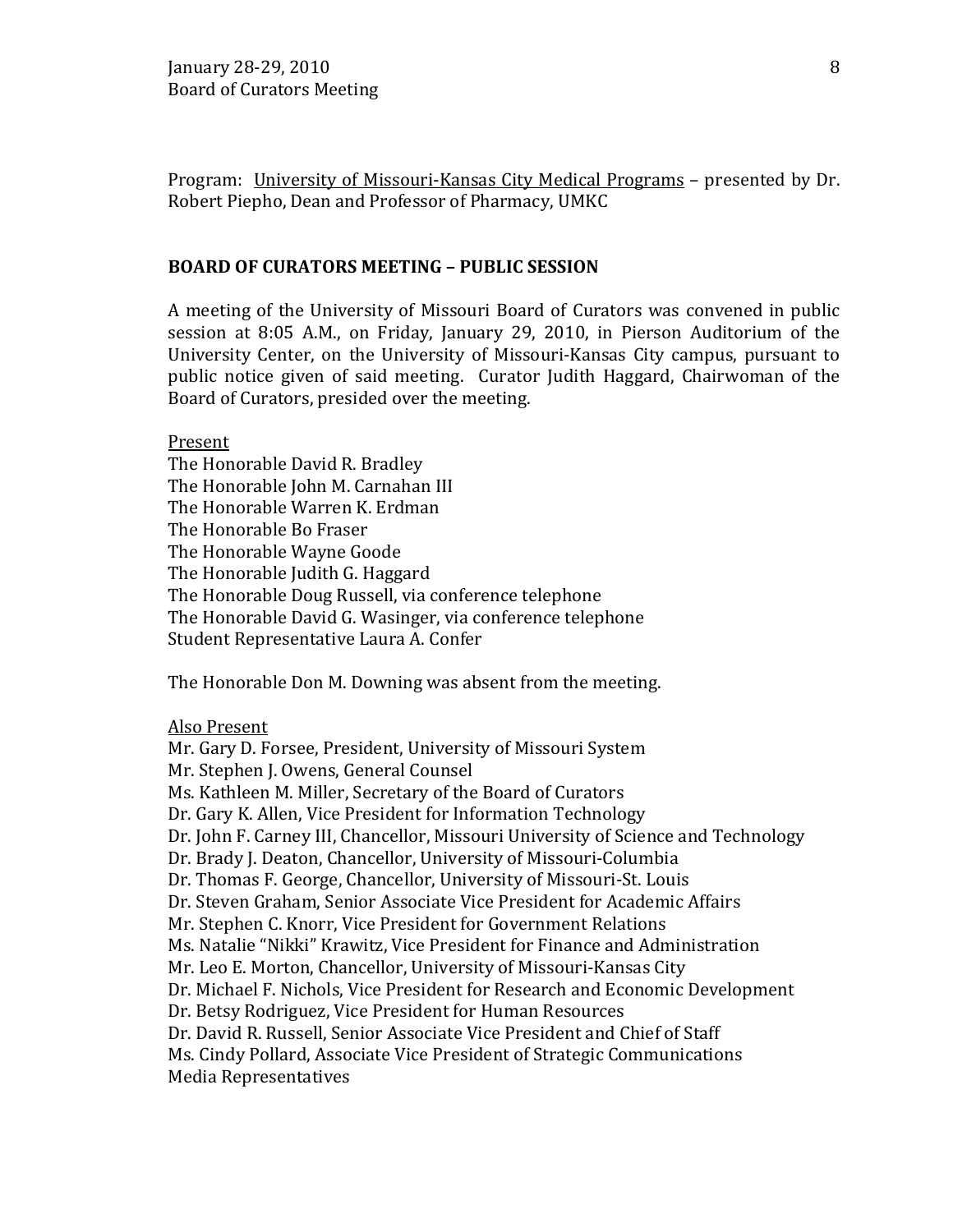Program: University of Missouri-Kansas City Medical Programs – presented by Dr. Robert Piepho, Dean and Professor of Pharmacy, UMKC

## BOARD OF CURATORS MEETING – PUBLIC SESSION

A meeting of the University of Missouri Board of Curators was convened in public session at 8:05 A.M., on Friday, January 29, 2010, in Pierson Auditorium of the University Center, on the University of Missouri-Kansas City campus, pursuant to public notice given of said meeting. Curator Judith Haggard, Chairwoman of the Board of Curators, presided over the meeting.

Present

The Honorable David R. Bradley
The Honorable John M. Carnahan III
The Honorable Warren K. Erdman
The Honorable Bo Fraser
The Honorable Wayne Goode
The Honorable Judith G. Haggard
The Honorable Doug Russell, via conference telephone
The Honorable David G. Wasinger, via conference telephone
Student Representative Laura A. Confer

The Honorable Don M. Downing was absent from the meeting.

Also Present

Mr. Gary D. Forsee, President, University of Missouri System
Mr. Stephen J. Owens, General Counsel
Ms. Kathleen M. Miller, Secretary of the Board of Curators
Dr. Gary K. Allen, Vice President for Information Technology
Dr. John F. Carney III, Chancellor, Missouri University of Science and Technology
Dr. Brady J. Deaton, Chancellor, University of Missouri-Columbia
Dr. Thomas F. George, Chancellor, University of Missouri-St. Louis
Dr. Steven Graham, Senior Associate Vice President for Academic Affairs
Mr. Stephen C. Knorr, Vice President for Government Relations
Ms. Natalie "Nikki" Krawitz, Vice President for Finance and Administration
Mr. Leo E. Morton, Chancellor, University of Missouri-Kansas City
Dr. Michael F. Nichols, Vice President for Research and Economic Development
Dr. Betsy Rodriguez, Vice President for Human Resources
Dr. David R. Russell, Senior Associate Vice President and Chief of Staff
Ms. Cindy Pollard, Associate Vice President of Strategic Communications
Media Representatives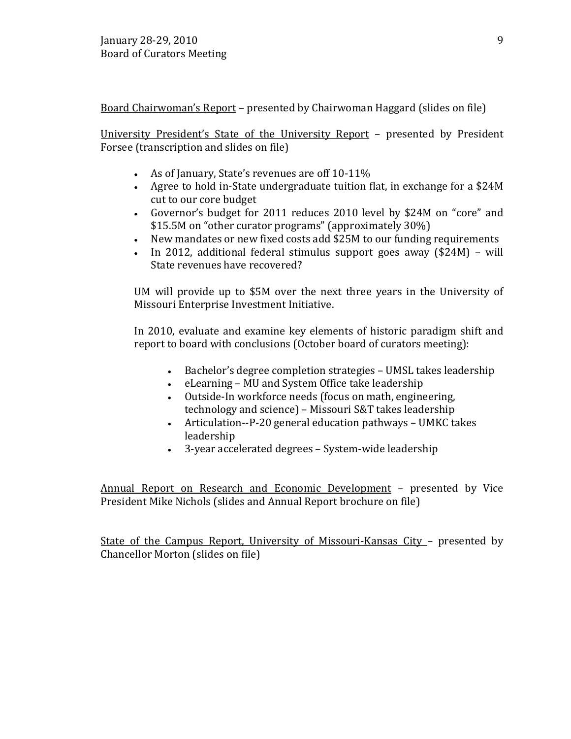Board Chairwoman's Report – presented by Chairwoman Haggard (slides on file)

University President's State of the University Report – presented by President Forsee (transcription and slides on file)

- As of January, State's revenues are off 10-11%
- Agree to hold in-State undergraduate tuition flat, in exchange for a $24M cut to our core budget
- Governor's budget for 2011 reduces 2010 level by $24M on "core" and $15.5M on "other curator programs" (approximately 30%)
- New mandates or new fixed costs add $25M to our funding requirements
- In 2012, additional federal stimulus support goes away ($24M) – will State revenues have recovered?

UM will provide up to $5M over the next three years in the University of Missouri Enterprise Investment Initiative.

In 2010, evaluate and examine key elements of historic paradigm shift and report to board with conclusions (October board of curators meeting):

- Bachelor's degree completion strategies – UMSL takes leadership
- eLearning – MU and System Office take leadership
- Outside-In workforce needs (focus on math, engineering, technology and science) – Missouri S&T takes leadership
- Articulation--P-20 general education pathways – UMKC takes leadership
- 3-year accelerated degrees – System-wide leadership

Annual Report on Research and Economic Development – presented by Vice President Mike Nichols (slides and Annual Report brochure on file)

State of the Campus Report, University of Missouri-Kansas City – presented by Chancellor Morton (slides on file)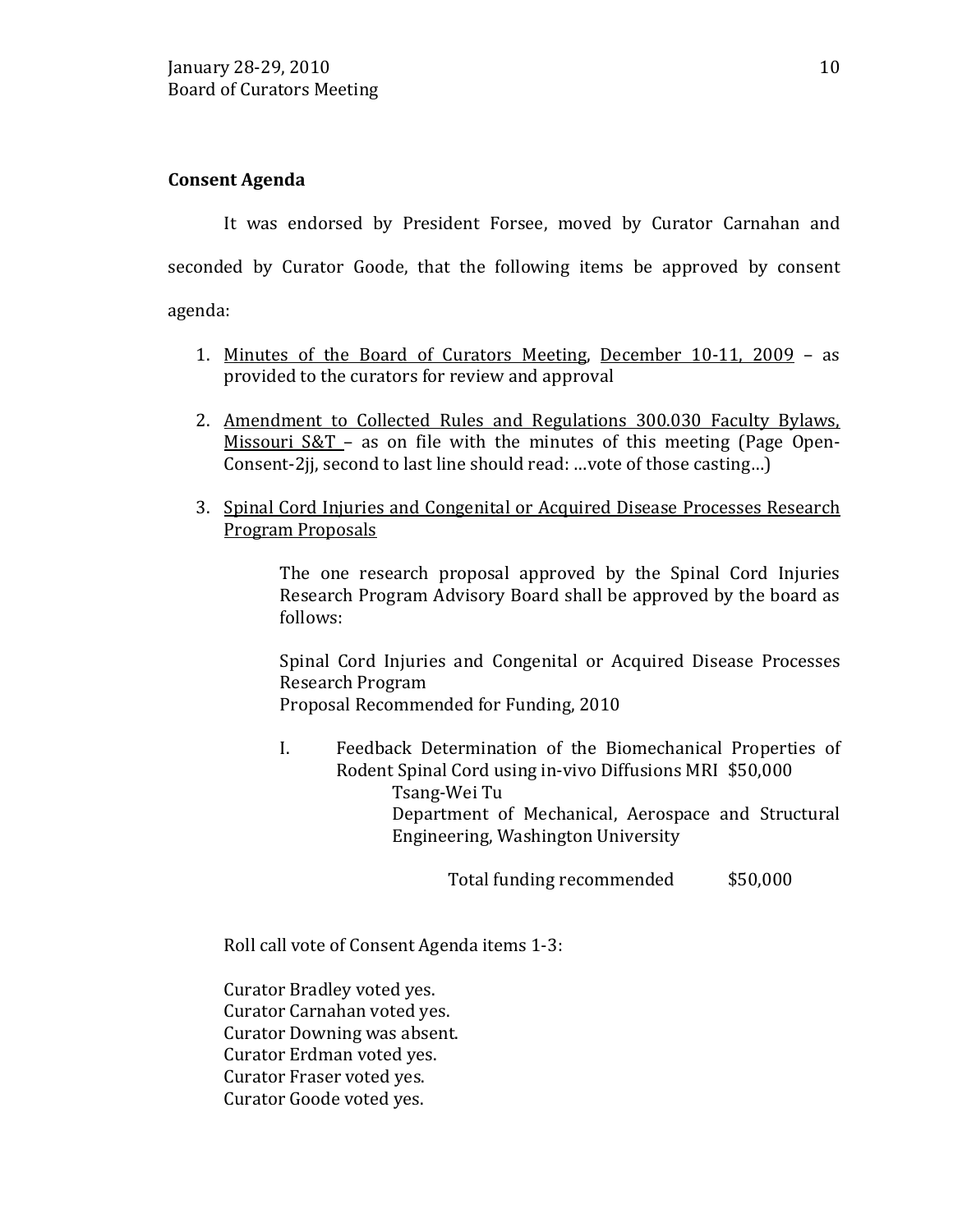**Consent Agenda**

It was endorsed by President Forsee, moved by Curator Carnahan and seconded by Curator Goode, that the following items be approved by consent agenda:

1. Minutes of the Board of Curators Meeting, December 10-11, 2009 – as provided to the curators for review and approval

2. Amendment to Collected Rules and Regulations 300.030 Faculty Bylaws, Missouri S&T – as on file with the minutes of this meeting (Page Open-Consent-2jj, second to last line should read: …vote of those casting…)

3. Spinal Cord Injuries and Congenital or Acquired Disease Processes Research Program Proposals

   The one research proposal approved by the Spinal Cord Injuries Research Program Advisory Board shall be approved by the board as follows:

   Spinal Cord Injuries and Congenital or Acquired Disease Processes Research Program
   Proposal Recommended for Funding, 2010

   I. Feedback Determination of the Biomechanical Properties of Rodent Spinal Cord using in-vivo Diffusions MRI $50,000
      Tsang-Wei Tu
      Department of Mechanical, Aerospace and Structural Engineering, Washington University

   Total funding recommended $50,000

Roll call vote of Consent Agenda items 1-3:

Curator Bradley voted yes.
Curator Carnahan voted yes.
Curator Downing was absent.
Curator Erdman voted yes.
Curator Fraser voted yes.
Curator Goode voted yes.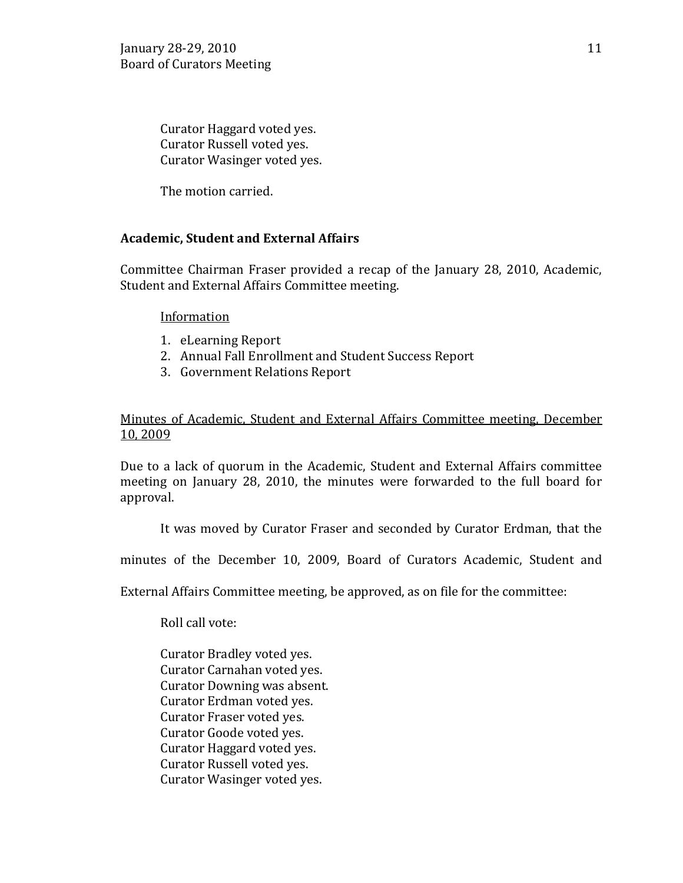Curator Haggard voted yes.
Curator Russell voted yes.
Curator Wasinger voted yes.

The motion carried.

## Academic, Student and External Affairs

Committee Chairman Fraser provided a recap of the January 28, 2010, Academic, Student and External Affairs Committee meeting.

Information

1. eLearning Report
2. Annual Fall Enrollment and Student Success Report
3. Government Relations Report

Minutes of Academic, Student and External Affairs Committee meeting, December 10, 2009

Due to a lack of quorum in the Academic, Student and External Affairs committee meeting on January 28, 2010, the minutes were forwarded to the full board for approval.

It was moved by Curator Fraser and seconded by Curator Erdman, that the minutes of the December 10, 2009, Board of Curators Academic, Student and External Affairs Committee meeting, be approved, as on file for the committee:

Roll call vote:

Curator Bradley voted yes.
Curator Carnahan voted yes.
Curator Downing was absent.
Curator Erdman voted yes.
Curator Fraser voted yes.
Curator Goode voted yes.
Curator Haggard voted yes.
Curator Russell voted yes.
Curator Wasinger voted yes.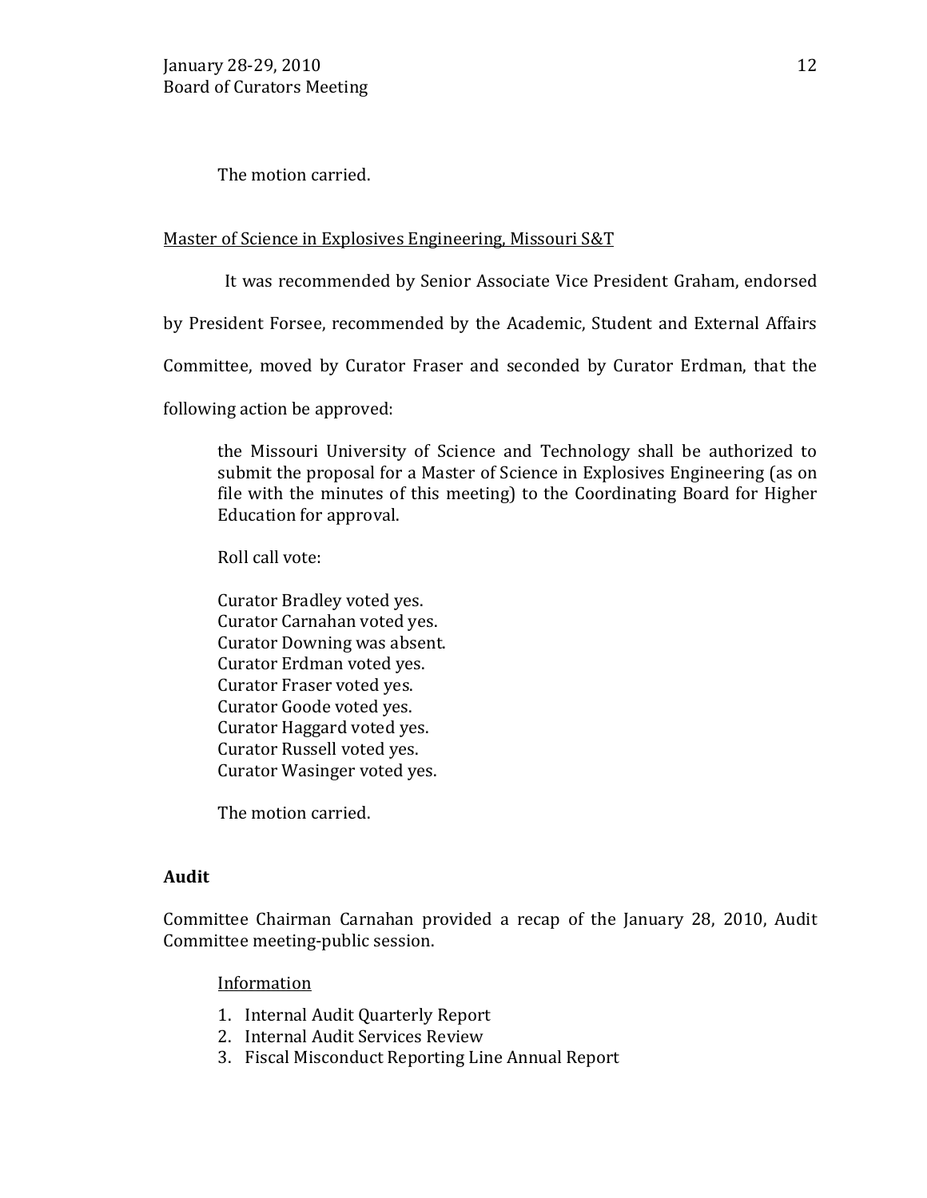The motion carried.

Master of Science in Explosives Engineering, Missouri S&T

It was recommended by Senior Associate Vice President Graham, endorsed by President Forsee, recommended by the Academic, Student and External Affairs Committee, moved by Curator Fraser and seconded by Curator Erdman, that the following action be approved:

> the Missouri University of Science and Technology shall be authorized to submit the proposal for a Master of Science in Explosives Engineering (as on file with the minutes of this meeting) to the Coordinating Board for Higher Education for approval.
>
> Roll call vote:
>
> Curator Bradley voted yes.
> Curator Carnahan voted yes.
> Curator Downing was absent.
> Curator Erdman voted yes.
> Curator Fraser voted yes.
> Curator Goode voted yes.
> Curator Haggard voted yes.
> Curator Russell voted yes.
> Curator Wasinger voted yes.
>
> The motion carried.

**Audit**

Committee Chairman Carnahan provided a recap of the January 28, 2010, Audit Committee meeting-public session.

Information

1. Internal Audit Quarterly Report
2. Internal Audit Services Review
3. Fiscal Misconduct Reporting Line Annual Report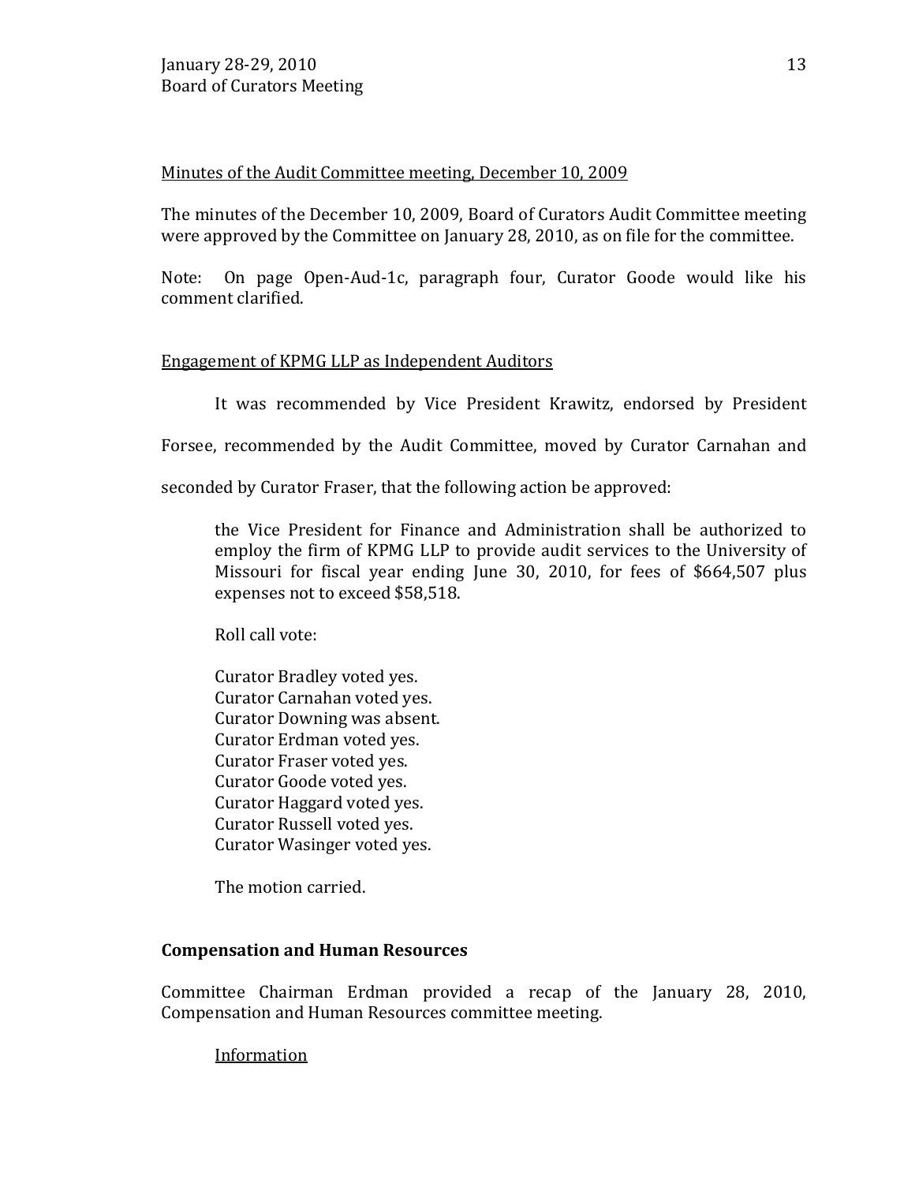Minutes of the Audit Committee meeting, December 10, 2009

The minutes of the December 10, 2009, Board of Curators Audit Committee meeting were approved by the Committee on January 28, 2010, as on file for the committee.

Note: On page Open-Aud-1c, paragraph four, Curator Goode would like his comment clarified.

Engagement of KPMG LLP as Independent Auditors

It was recommended by Vice President Krawitz, endorsed by President Forsee, recommended by the Audit Committee, moved by Curator Carnahan and seconded by Curator Fraser, that the following action be approved:

> the Vice President for Finance and Administration shall be authorized to employ the firm of KPMG LLP to provide audit services to the University of Missouri for fiscal year ending June 30, 2010, for fees of $664,507 plus expenses not to exceed $58,518.
>
> Roll call vote:
>
> Curator Bradley voted yes.
> Curator Carnahan voted yes.
> Curator Downing was absent.
> Curator Erdman voted yes.
> Curator Fraser voted yes.
> Curator Goode voted yes.
> Curator Haggard voted yes.
> Curator Russell voted yes.
> Curator Wasinger voted yes.
>
> The motion carried.

**Compensation and Human Resources**

Committee Chairman Erdman provided a recap of the January 28, 2010, Compensation and Human Resources committee meeting.

Information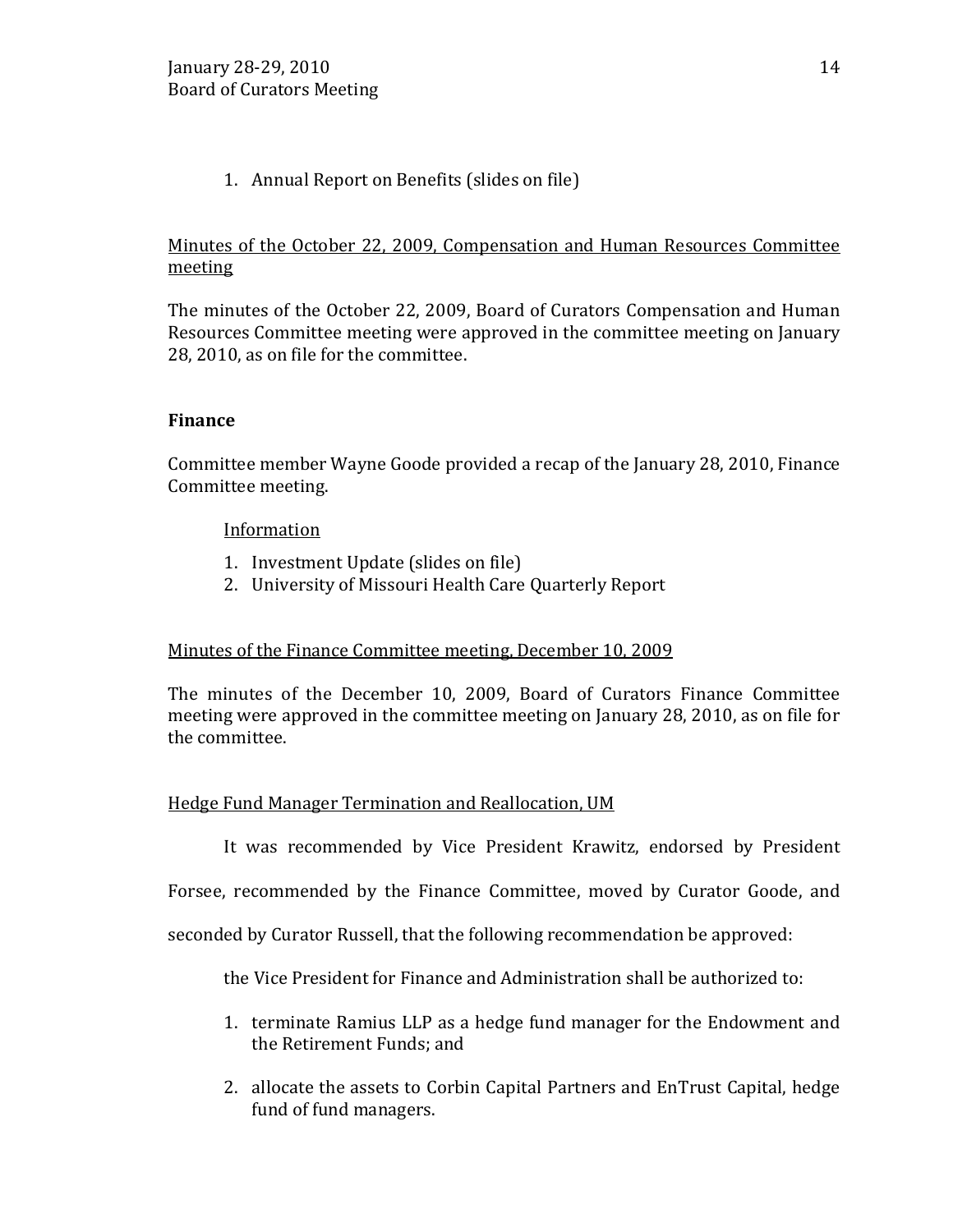1. Annual Report on Benefits (slides on file)

Minutes of the October 22, 2009, Compensation and Human Resources Committee meeting

The minutes of the October 22, 2009, Board of Curators Compensation and Human Resources Committee meeting were approved in the committee meeting on January 28, 2010, as on file for the committee.

**Finance**

Committee member Wayne Goode provided a recap of the January 28, 2010, Finance Committee meeting.

Information

1. Investment Update (slides on file)
2. University of Missouri Health Care Quarterly Report

Minutes of the Finance Committee meeting, December 10, 2009

The minutes of the December 10, 2009, Board of Curators Finance Committee meeting were approved in the committee meeting on January 28, 2010, as on file for the committee.

Hedge Fund Manager Termination and Reallocation, UM

It was recommended by Vice President Krawitz, endorsed by President Forsee, recommended by the Finance Committee, moved by Curator Goode, and seconded by Curator Russell, that the following recommendation be approved:

the Vice President for Finance and Administration shall be authorized to:

1. terminate Ramius LLP as a hedge fund manager for the Endowment and the Retirement Funds; and
2. allocate the assets to Corbin Capital Partners and EnTrust Capital, hedge fund of fund managers.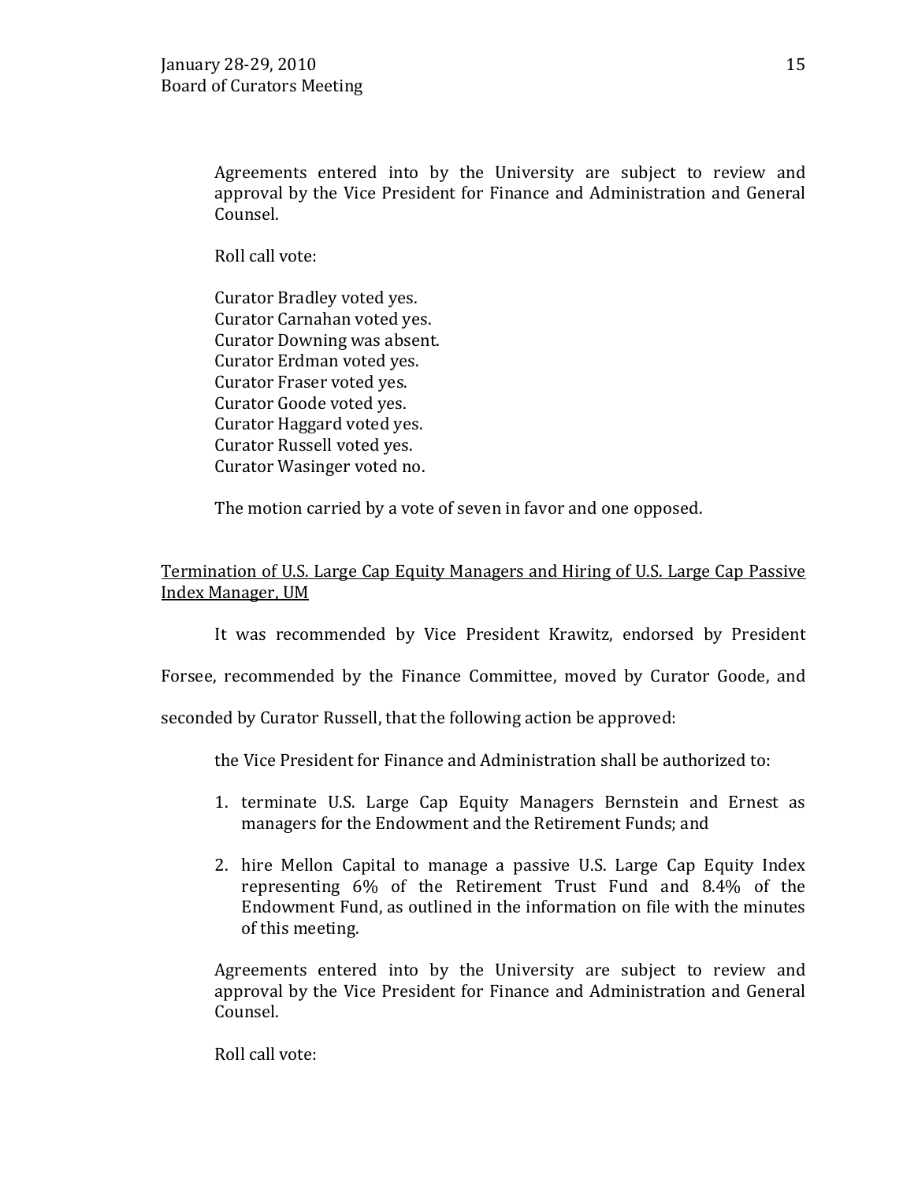Agreements entered into by the University are subject to review and approval by the Vice President for Finance and Administration and General Counsel.

Roll call vote:

Curator Bradley voted yes.
Curator Carnahan voted yes.
Curator Downing was absent.
Curator Erdman voted yes.
Curator Fraser voted yes.
Curator Goode voted yes.
Curator Haggard voted yes.
Curator Russell voted yes.
Curator Wasinger voted no.

The motion carried by a vote of seven in favor and one opposed.

Termination of U.S. Large Cap Equity Managers and Hiring of U.S. Large Cap Passive Index Manager, UM

It was recommended by Vice President Krawitz, endorsed by President Forsee, recommended by the Finance Committee, moved by Curator Goode, and seconded by Curator Russell, that the following action be approved:

the Vice President for Finance and Administration shall be authorized to:

1. terminate U.S. Large Cap Equity Managers Bernstein and Ernest as managers for the Endowment and the Retirement Funds; and
2. hire Mellon Capital to manage a passive U.S. Large Cap Equity Index representing 6% of the Retirement Trust Fund and 8.4% of the Endowment Fund, as outlined in the information on file with the minutes of this meeting.

Agreements entered into by the University are subject to review and approval by the Vice President for Finance and Administration and General Counsel.

Roll call vote: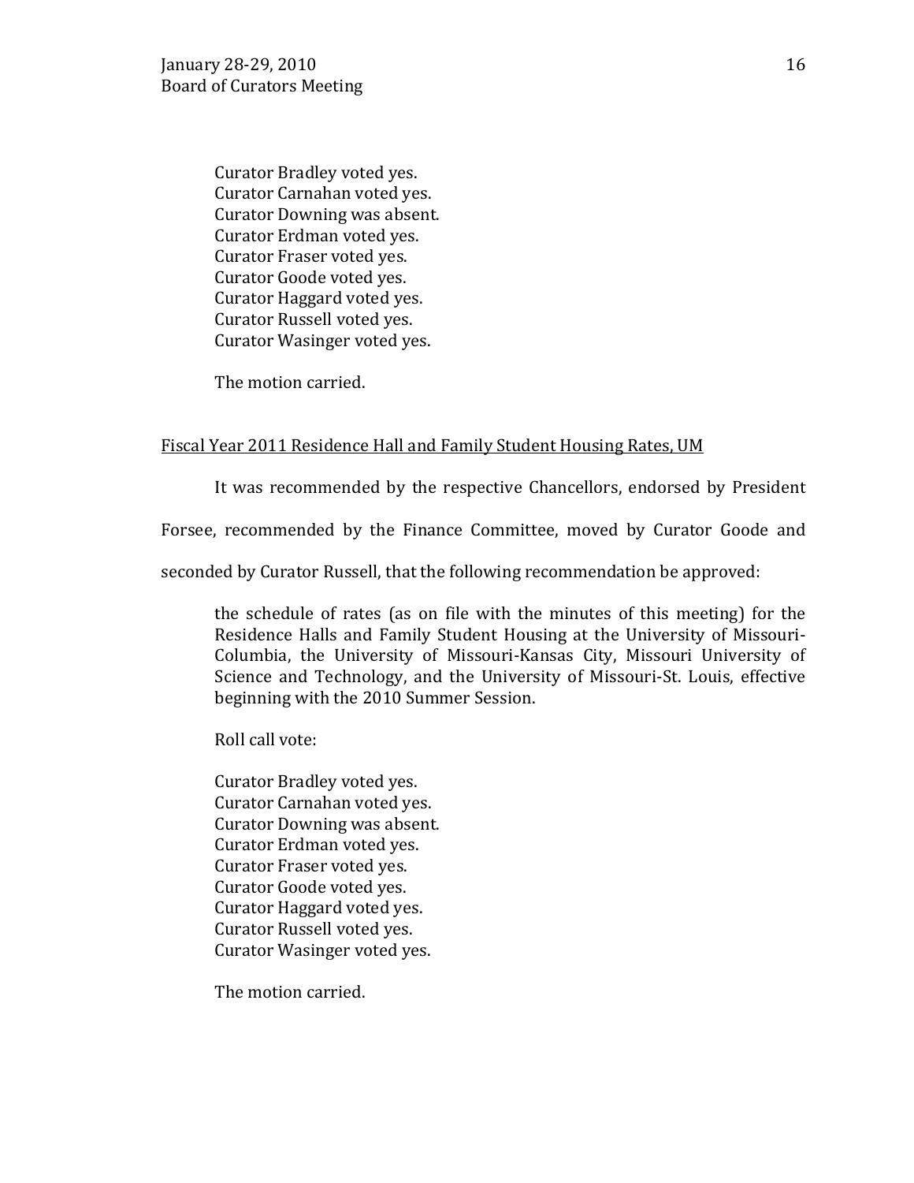Curator Bradley voted yes.
Curator Carnahan voted yes.
Curator Downing was absent.
Curator Erdman voted yes.
Curator Fraser voted yes.
Curator Goode voted yes.
Curator Haggard voted yes.
Curator Russell voted yes.
Curator Wasinger voted yes.

The motion carried.

<u>Fiscal Year 2011 Residence Hall and Family Student Housing Rates, UM</u>

It was recommended by the respective Chancellors, endorsed by President Forsee, recommended by the Finance Committee, moved by Curator Goode and seconded by Curator Russell, that the following recommendation be approved:

> the schedule of rates (as on file with the minutes of this meeting) for the Residence Halls and Family Student Housing at the University of Missouri-Columbia, the University of Missouri-Kansas City, Missouri University of Science and Technology, and the University of Missouri-St. Louis, effective beginning with the 2010 Summer Session.

Roll call vote:

Curator Bradley voted yes.
Curator Carnahan voted yes.
Curator Downing was absent.
Curator Erdman voted yes.
Curator Fraser voted yes.
Curator Goode voted yes.
Curator Haggard voted yes.
Curator Russell voted yes.
Curator Wasinger voted yes.

The motion carried.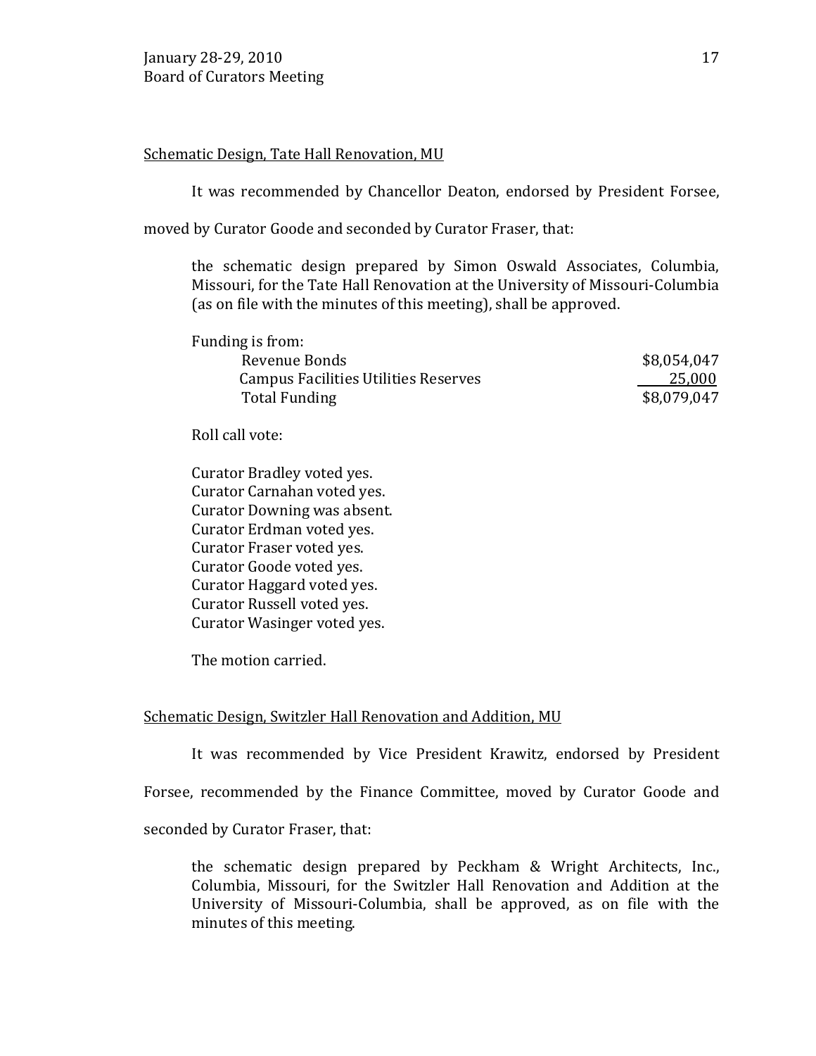Schematic Design, Tate Hall Renovation, MU

It was recommended by Chancellor Deaton, endorsed by President Forsee, moved by Curator Goode and seconded by Curator Fraser, that:

> the schematic design prepared by Simon Oswald Associates, Columbia, Missouri, for the Tate Hall Renovation at the University of Missouri-Columbia (as on file with the minutes of this meeting), shall be approved.

Funding is from:

| | |
|---|---:|
| Revenue Bonds | $8,054,047 |
| Campus Facilities Utilities Reserves | 25,000 |
| Total Funding | $8,079,047 |

Roll call vote:

Curator Bradley voted yes.
Curator Carnahan voted yes.
Curator Downing was absent.
Curator Erdman voted yes.
Curator Fraser voted yes.
Curator Goode voted yes.
Curator Haggard voted yes.
Curator Russell voted yes.
Curator Wasinger voted yes.

The motion carried.

Schematic Design, Switzler Hall Renovation and Addition, MU

It was recommended by Vice President Krawitz, endorsed by President Forsee, recommended by the Finance Committee, moved by Curator Goode and seconded by Curator Fraser, that:

> the schematic design prepared by Peckham & Wright Architects, Inc., Columbia, Missouri, for the Switzler Hall Renovation and Addition at the University of Missouri-Columbia, shall be approved, as on file with the minutes of this meeting.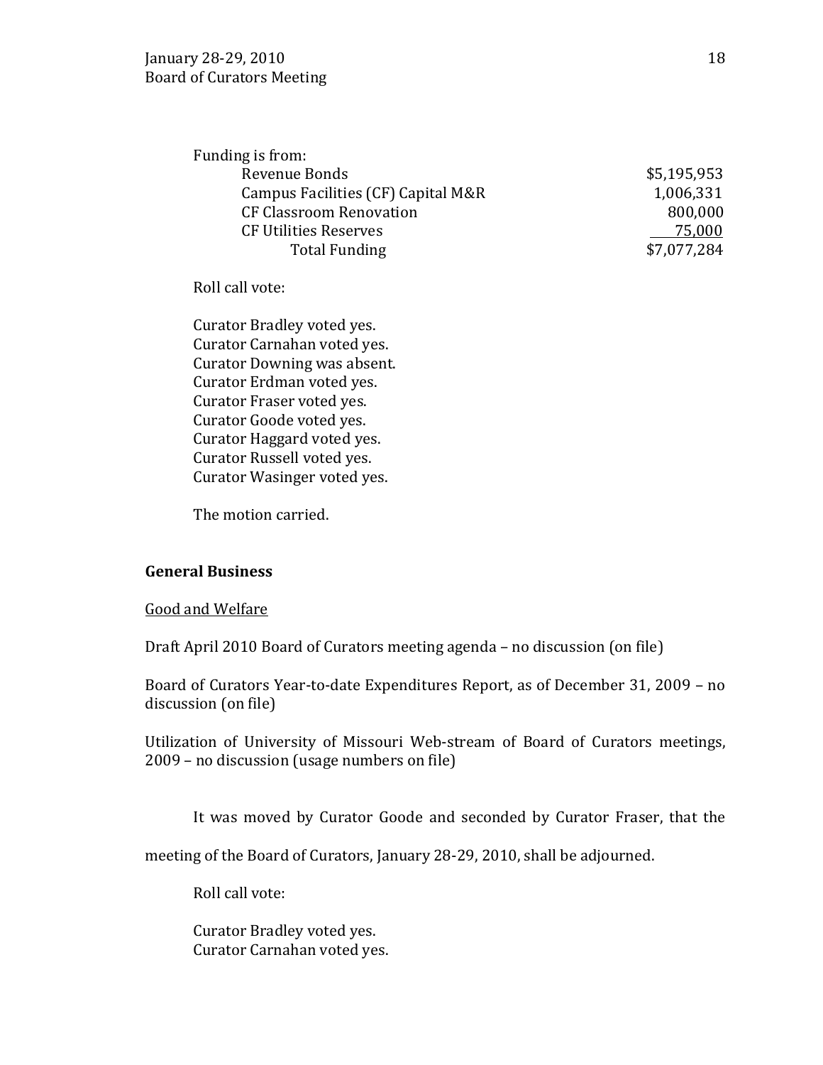Funding is from:

| | |
|---|---|
| Revenue Bonds | $5,195,953 |
| Campus Facilities (CF) Capital M&R | 1,006,331 |
| CF Classroom Renovation | 800,000 |
| CF Utilities Reserves | 75,000 |
| Total Funding | $7,077,284 |

Roll call vote:

Curator Bradley voted yes.
Curator Carnahan voted yes.
Curator Downing was absent.
Curator Erdman voted yes.
Curator Fraser voted yes.
Curator Goode voted yes.
Curator Haggard voted yes.
Curator Russell voted yes.
Curator Wasinger voted yes.

The motion carried.

**General Business**

Good and Welfare

Draft April 2010 Board of Curators meeting agenda – no discussion (on file)

Board of Curators Year-to-date Expenditures Report, as of December 31, 2009 – no discussion (on file)

Utilization of University of Missouri Web-stream of Board of Curators meetings, 2009 – no discussion (usage numbers on file)

It was moved by Curator Goode and seconded by Curator Fraser, that the meeting of the Board of Curators, January 28-29, 2010, shall be adjourned.

Roll call vote:

Curator Bradley voted yes.
Curator Carnahan voted yes.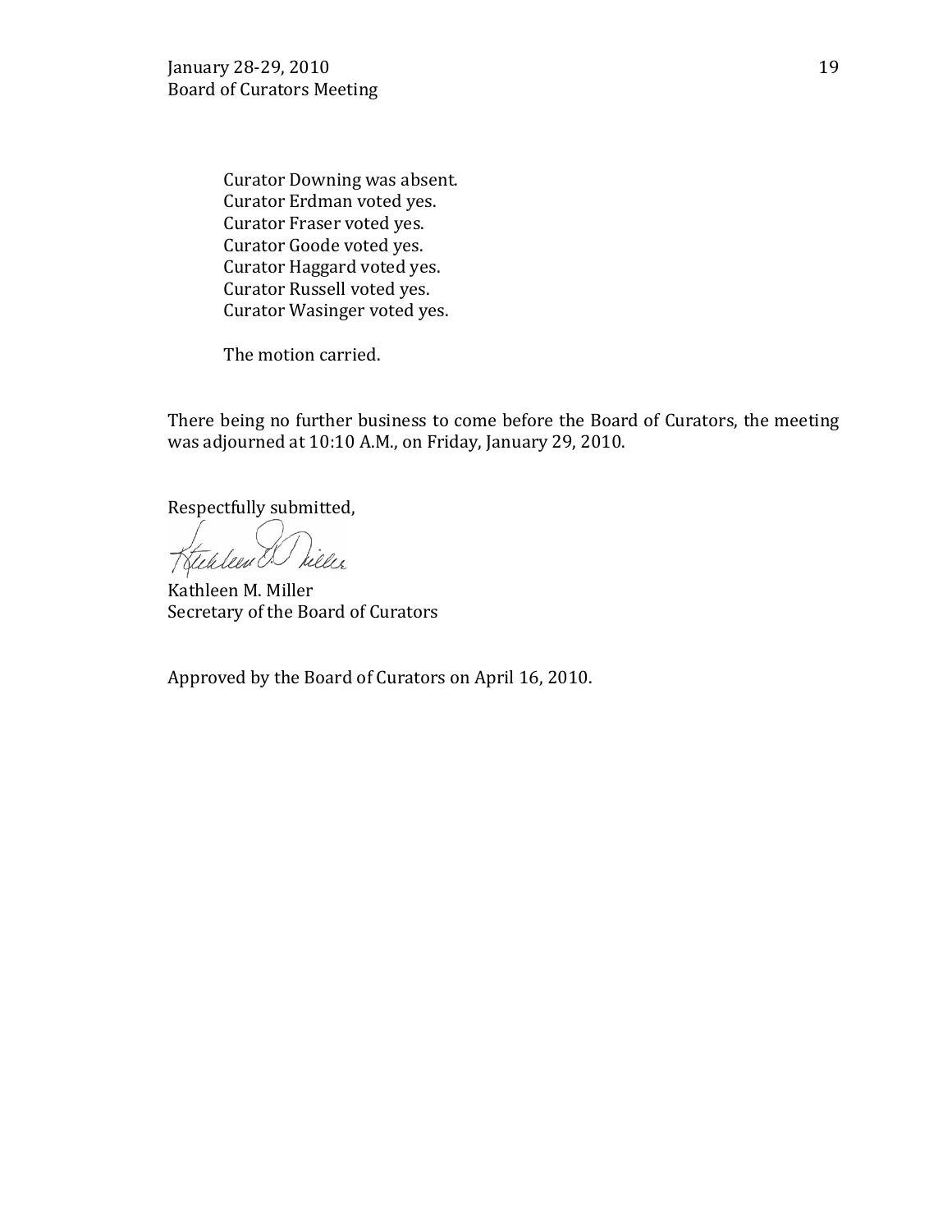Curator Downing was absent.
Curator Erdman voted yes.
Curator Fraser voted yes.
Curator Goode voted yes.
Curator Haggard voted yes.
Curator Russell voted yes.
Curator Wasinger voted yes.

The motion carried.

There being no further business to come before the Board of Curators, the meeting was adjourned at 10:10 A.M., on Friday, January 29, 2010.

Respectfully submitted,

Kathleen M. Miller
Secretary of the Board of Curators

Approved by the Board of Curators on April 16, 2010.